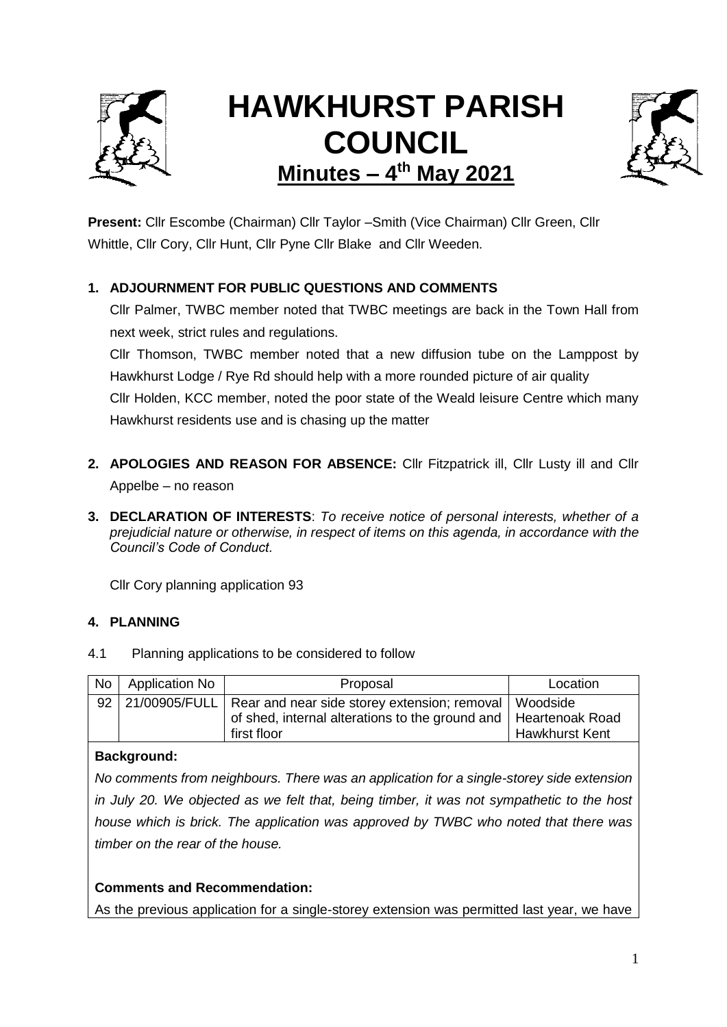# HAWKHURST PARISH COUNCIL

## Minutes – 4[th] May 2021

**Present:** Cllr Escombe (Chairman) Cllr Taylor –Smith (Vice Chairman) Cllr Green, Cllr Whittle, Cllr Cory, Cllr Hunt, Cllr Pyne Cllr Blake and Cllr Weeden.

**1. ADJOURNMENT FOR PUBLIC QUESTIONS AND COMMENTS**

Cllr Palmer, TWBC member noted that TWBC meetings are back in the Town Hall from next week, strict rules and regulations.

Cllr Thomson, TWBC member noted that a new diffusion tube on the Lamppost by Hawkhurst Lodge / Rye Rd should help with a more rounded picture of air quality

Cllr Holden, KCC member, noted the poor state of the Weald leisure Centre which many Hawkhurst residents use and is chasing up the matter

**2. APOLOGIES AND REASON FOR ABSENCE:** Cllr Fitzpatrick ill, Cllr Lusty ill and Cllr Appelbe – no reason

**3. DECLARATION OF INTERESTS**: *To receive notice of personal interests, whether of a prejudicial nature or otherwise, in respect of items on this agenda, in accordance with the Council's Code of Conduct.*

Cllr Cory planning application 93

**4. PLANNING**

4.1 Planning applications to be considered to follow

| No | Application No | Proposal | Location |
|---|---|---|---|
| 92 | 21/00905/FULL | Rear and near side storey extension; removal of shed, internal alterations to the ground and first floor | Woodside Heartenoak Road Hawkhurst Kent |

**Background:**

*No comments from neighbours. There was an application for a single-storey side extension in July 20. We objected as we felt that, being timber, it was not sympathetic to the host house which is brick. The application was approved by TWBC who noted that there was timber on the rear of the house.*

**Comments and Recommendation:**

As the previous application for a single-storey extension was permitted last year, we have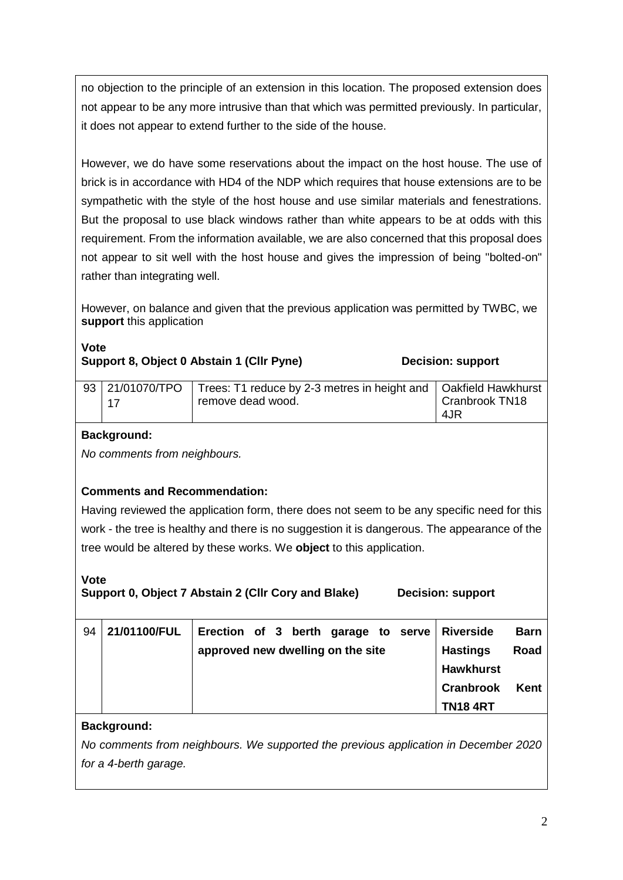no objection to the principle of an extension in this location. The proposed extension does not appear to be any more intrusive than that which was permitted previously. In particular, it does not appear to extend further to the side of the house.

However, we do have some reservations about the impact on the host house. The use of brick is in accordance with HD4 of the NDP which requires that house extensions are to be sympathetic with the style of the host house and use similar materials and fenestrations. But the proposal to use black windows rather than white appears to be at odds with this requirement. From the information available, we are also concerned that this proposal does not appear to sit well with the host house and gives the impression of being "bolted-on" rather than integrating well.

However, on balance and given that the previous application was permitted by TWBC, we **support** this application

**Vote**
**Support 8, Object 0 Abstain 1 (Cllr Pyne)** **Decision: support**

| 93 | 21/01070/TPO 17 | Trees: T1 reduce by 2-3 metres in height and remove dead wood. | Oakfield Hawkhurst Cranbrook TN18 4JR |
|---|---|---|---|

**Background:**

*No comments from neighbours.*

**Comments and Recommendation:**

Having reviewed the application form, there does not seem to be any specific need for this work - the tree is healthy and there is no suggestion it is dangerous. The appearance of the tree would be altered by these works. We **object** to this application.

**Vote**
**Support 0, Object 7 Abstain 2 (Cllr Cory and Blake)** **Decision: support**

| 94 | **21/01100/FUL** | **Erection of 3 berth garage to serve approved new dwelling on the site** | **Riverside Barn Hastings Road Hawkhurst Cranbrook Kent TN18 4RT** |
|---|---|---|---|

**Background:**

*No comments from neighbours. We supported the previous application in December 2020 for a 4-berth garage.*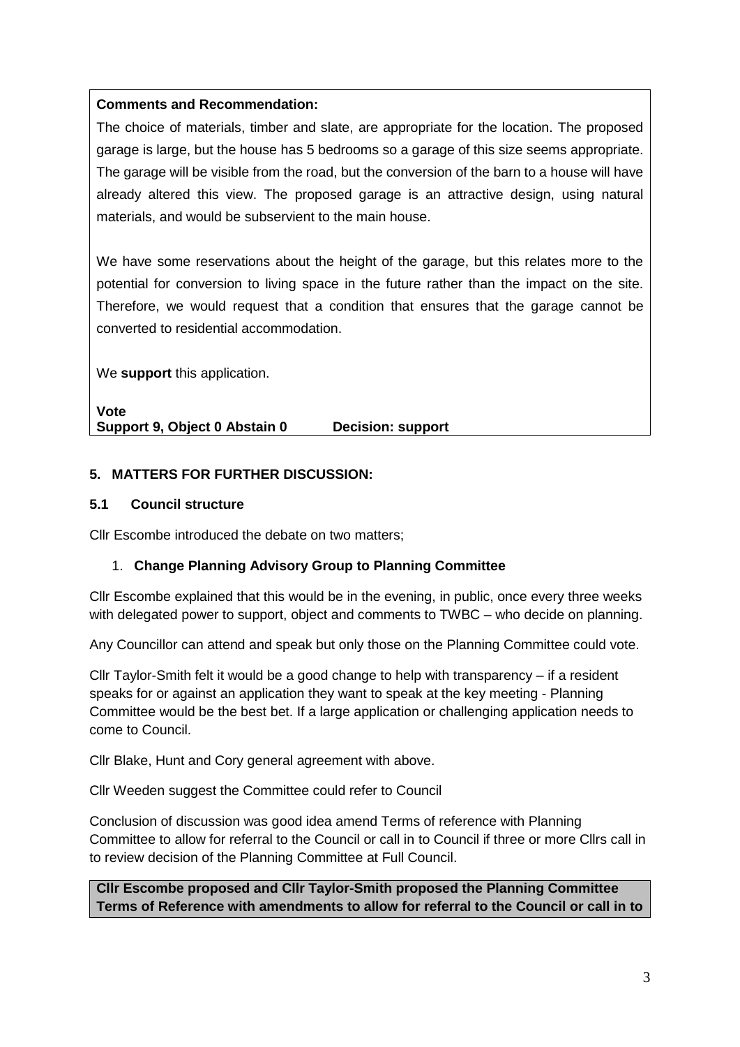**Comments and Recommendation:**

The choice of materials, timber and slate, are appropriate for the location. The proposed garage is large, but the house has 5 bedrooms so a garage of this size seems appropriate. The garage will be visible from the road, but the conversion of the barn to a house will have already altered this view. The proposed garage is an attractive design, using natural materials, and would be subservient to the main house.

We have some reservations about the height of the garage, but this relates more to the potential for conversion to living space in the future rather than the impact on the site. Therefore, we would request that a condition that ensures that the garage cannot be converted to residential accommodation.

We **support** this application.

**Vote**
**Support 9, Object 0 Abstain 0 Decision: support**

## 5. MATTERS FOR FURTHER DISCUSSION:

### 5.1 Council structure

Cllr Escombe introduced the debate on two matters;

1. **Change Planning Advisory Group to Planning Committee**

Cllr Escombe explained that this would be in the evening, in public, once every three weeks with delegated power to support, object and comments to TWBC – who decide on planning.

Any Councillor can attend and speak but only those on the Planning Committee could vote.

Cllr Taylor-Smith felt it would be a good change to help with transparency – if a resident speaks for or against an application they want to speak at the key meeting - Planning Committee would be the best bet. If a large application or challenging application needs to come to Council.

Cllr Blake, Hunt and Cory general agreement with above.

Cllr Weeden suggest the Committee could refer to Council

Conclusion of discussion was good idea amend Terms of reference with Planning Committee to allow for referral to the Council or call in to Council if three or more Cllrs call in to review decision of the Planning Committee at Full Council.

**Cllr Escombe proposed and Cllr Taylor-Smith proposed the Planning Committee Terms of Reference with amendments to allow for referral to the Council or call in to**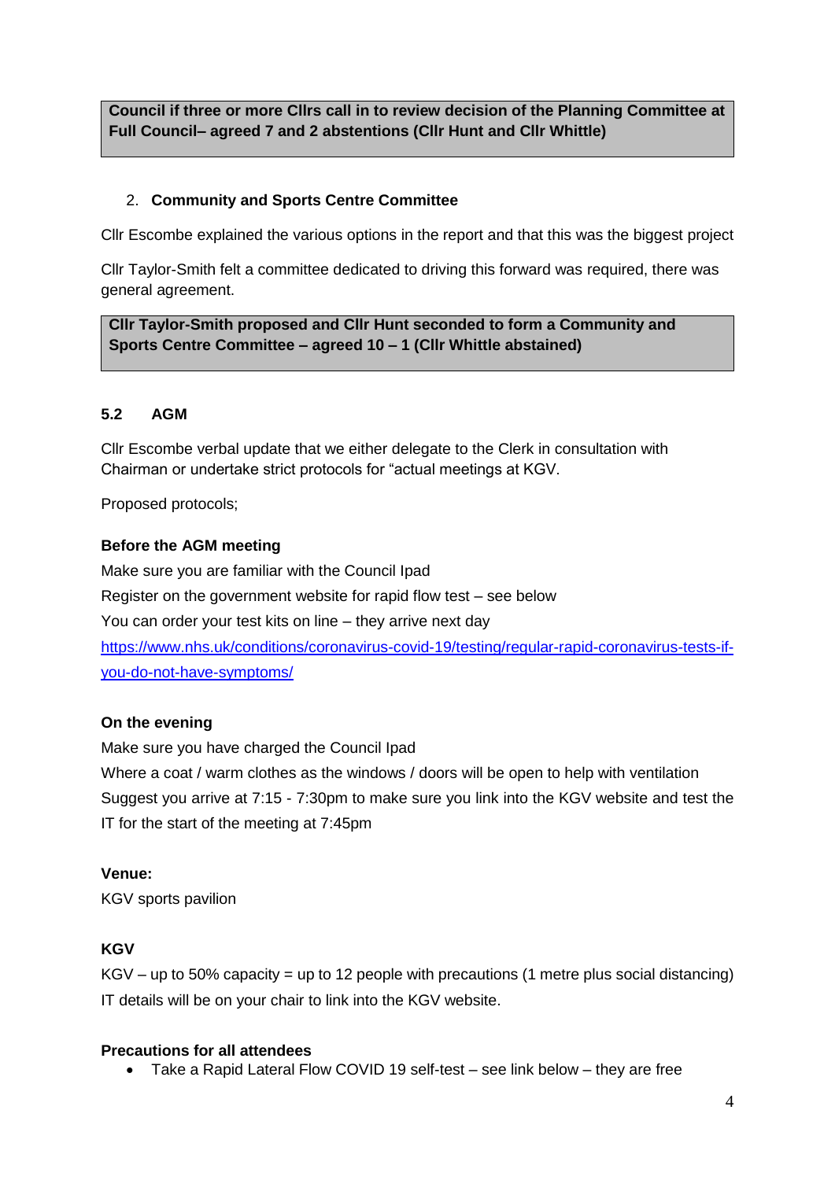**Council if three or more Cllrs call in to review decision of the Planning Committee at Full Council– agreed 7 and 2 abstentions (Cllr Hunt and Cllr Whittle)**

2. **Community and Sports Centre Committee**

Cllr Escombe explained the various options in the report and that this was the biggest project

Cllr Taylor-Smith felt a committee dedicated to driving this forward was required, there was general agreement.

**Cllr Taylor-Smith proposed and Cllr Hunt seconded to form a Community and Sports Centre Committee – agreed 10 – 1 (Cllr Whittle abstained)**

### 5.2 AGM

Cllr Escombe verbal update that we either delegate to the Clerk in consultation with Chairman or undertake strict protocols for "actual meetings at KGV.

Proposed protocols;

**Before the AGM meeting**

Make sure you are familiar with the Council Ipad

Register on the government website for rapid flow test – see below

You can order your test kits on line – they arrive next day

https://www.nhs.uk/conditions/coronavirus-covid-19/testing/regular-rapid-coronavirus-tests-if-you-do-not-have-symptoms/

**On the evening**

Make sure you have charged the Council Ipad

Where a coat / warm clothes as the windows / doors will be open to help with ventilation

Suggest you arrive at 7:15 - 7:30pm to make sure you link into the KGV website and test the IT for the start of the meeting at 7:45pm

**Venue:**

KGV sports pavilion

**KGV**

KGV – up to 50% capacity = up to 12 people with precautions (1 metre plus social distancing)

IT details will be on your chair to link into the KGV website.

**Precautions for all attendees**

- Take a Rapid Lateral Flow COVID 19 self-test – see link below – they are free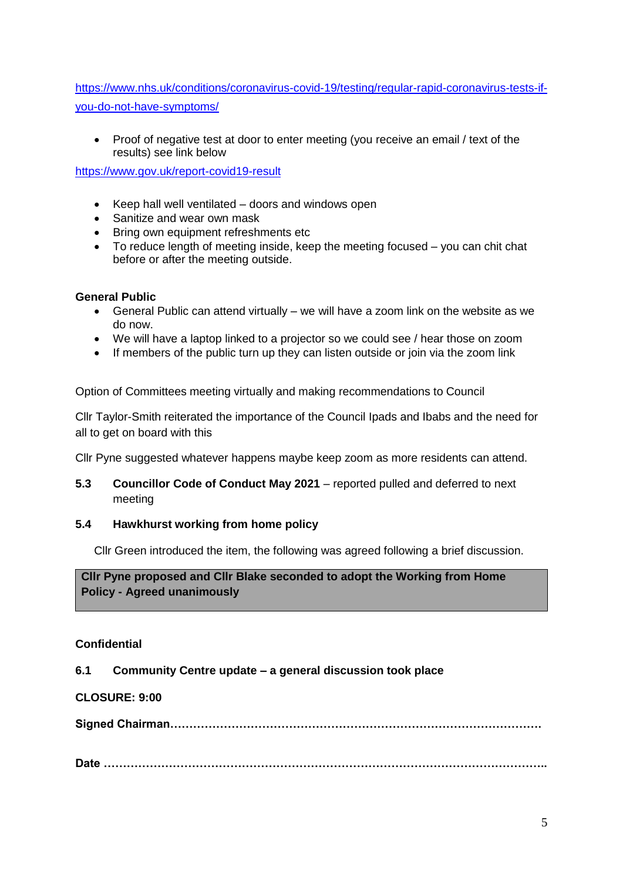https://www.nhs.uk/conditions/coronavirus-covid-19/testing/regular-rapid-coronavirus-tests-if-you-do-not-have-symptoms/

- Proof of negative test at door to enter meeting (you receive an email / text of the results) see link below

https://www.gov.uk/report-covid19-result

- Keep hall well ventilated – doors and windows open
- Sanitize and wear own mask
- Bring own equipment refreshments etc
- To reduce length of meeting inside, keep the meeting focused – you can chit chat before or after the meeting outside.

**General Public**

- General Public can attend virtually – we will have a zoom link on the website as we do now.
- We will have a laptop linked to a projector so we could see / hear those on zoom
- If members of the public turn up they can listen outside or join via the zoom link

Option of Committees meeting virtually and making recommendations to Council

Cllr Taylor-Smith reiterated the importance of the Council Ipads and Ibabs and the need for all to get on board with this

Cllr Pyne suggested whatever happens maybe keep zoom as more residents can attend.

**5.3 Councillor Code of Conduct May 2021** – reported pulled and deferred to next meeting

**5.4 Hawkhurst working from home policy**

Cllr Green introduced the item, the following was agreed following a brief discussion.

**Cllr Pyne proposed and Cllr Blake seconded to adopt the Working from Home Policy - Agreed unanimously**

**Confidential**

**6.1 Community Centre update – a general discussion took place**

**CLOSURE: 9:00**

**Signed Chairman**……………………………………………………………………………………

**Date** ……………………………………………………………………………………………………..